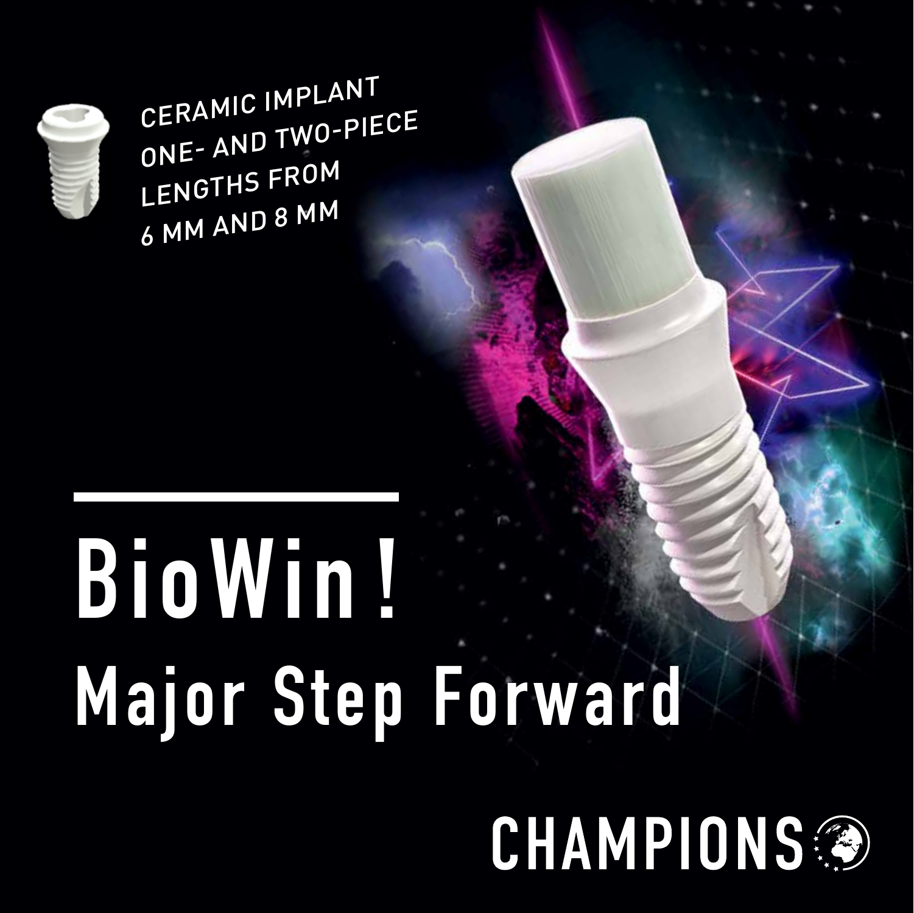CERAMIC IMPLANT
ONE- AND TWO-PIECE
LENGTHS FROM
6 MM AND 8 MM

# BioWin !

# Major Step Forward

CHAMPIONS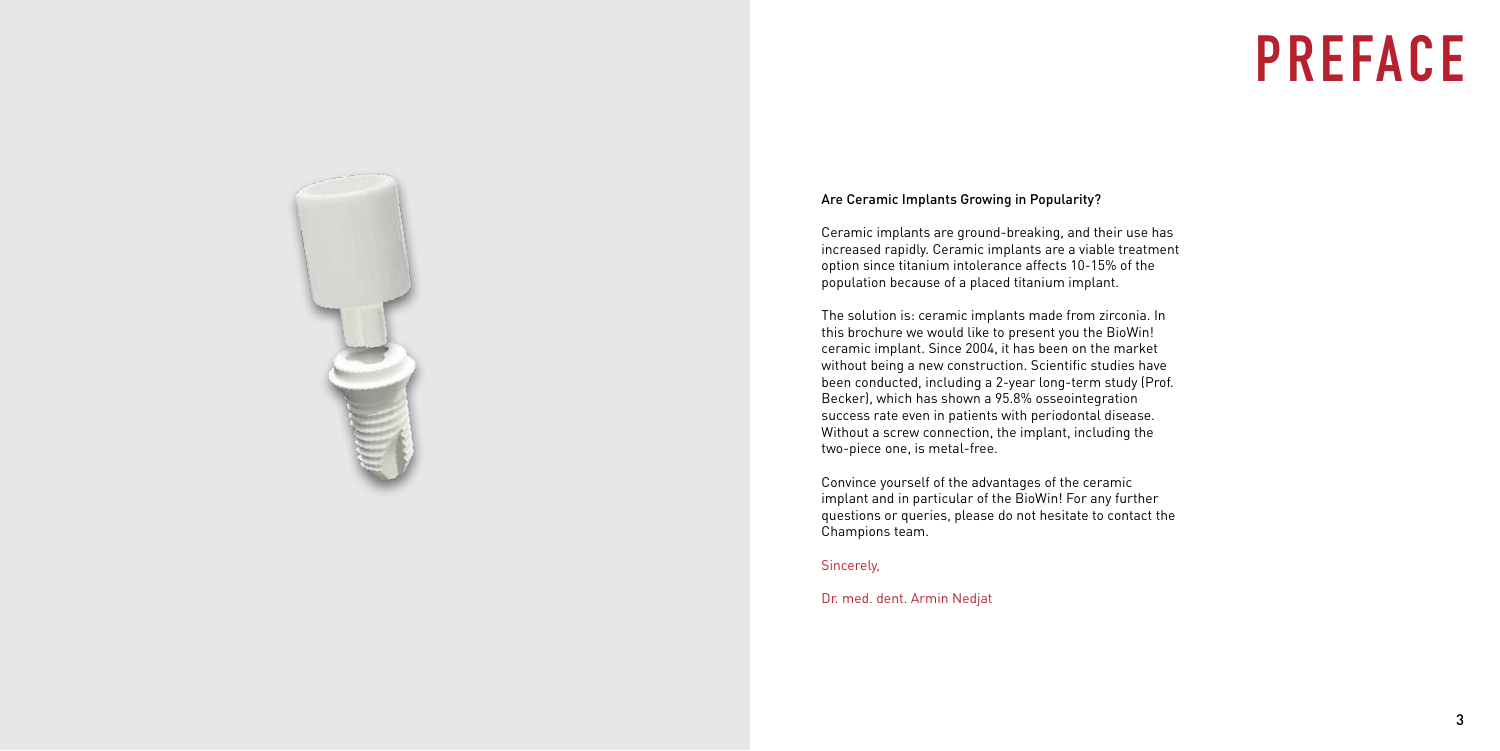# PREFACE

### Are Ceramic Implants Growing in Popularity?

Ceramic implants are ground-breaking, and their use has increased rapidly. Ceramic implants are a viable treatment option since titanium intolerance affects 10-15% of the population because of a placed titanium implant.

The solution is: ceramic implants made from zirconia. In this brochure we would like to present you the BioWin! ceramic implant. Since 2004, it has been on the market without being a new construction. Scientific studies have been conducted, including a 2-year long-term study (Prof. Becker), which has shown a 95.8% osseointegration success rate even in patients with periodontal disease. Without a screw connection, the implant, including the two-piece one, is metal-free.

Convince yourself of the advantages of the ceramic implant and in particular of the BioWin! For any further questions or queries, please do not hesitate to contact the Champions team.

Sincerely,

Dr. med. dent. Armin Nedjat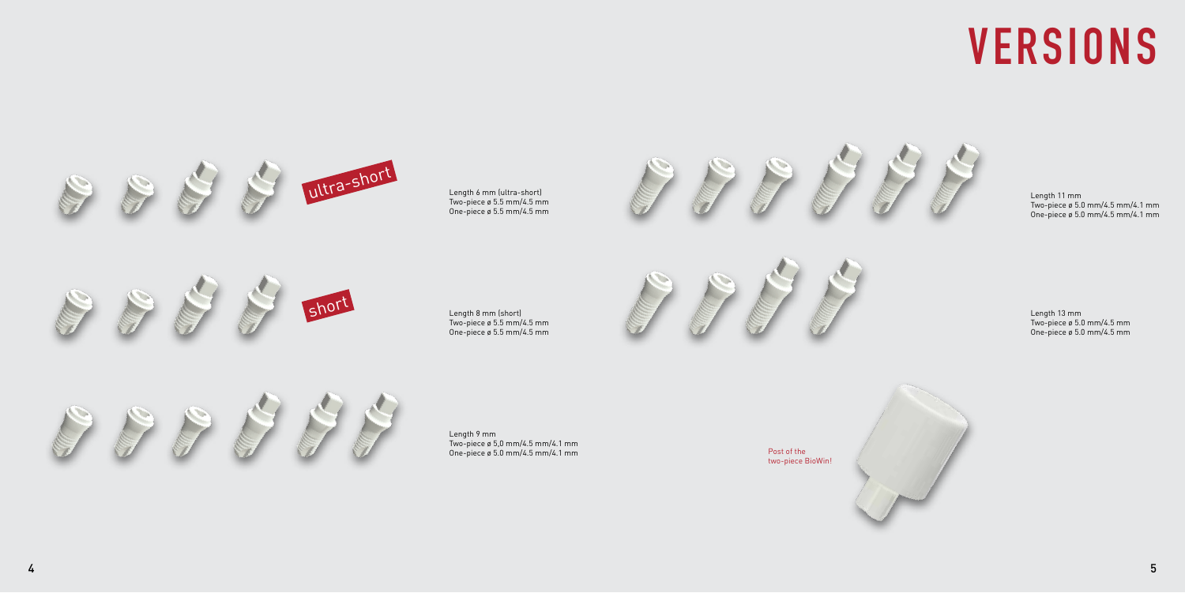# VERSIONS

ultra-short

Length 6 mm (ultra-short)
Two-piece ø 5.5 mm/4.5 mm
One-piece ø 5.5 mm/4.5 mm

short

Length 8 mm (short)
Two-piece ø 5.5 mm/4.5 mm
One-piece ø 5.5 mm/4.5 mm

Length 9 mm
Two-piece ø 5,0 mm/4.5 mm/4.1 mm
One-piece ø 5.0 mm/4.5 mm/4.1 mm

Length 11 mm
Two-piece ø 5.0 mm/4.5 mm/4.1 mm
One-piece ø 5.0 mm/4.5 mm/4.1 mm

Length 13 mm
Two-piece ø 5.0 mm/4.5 mm
One-piece ø 5.0 mm/4.5 mm

Post of the two-piece BioWin!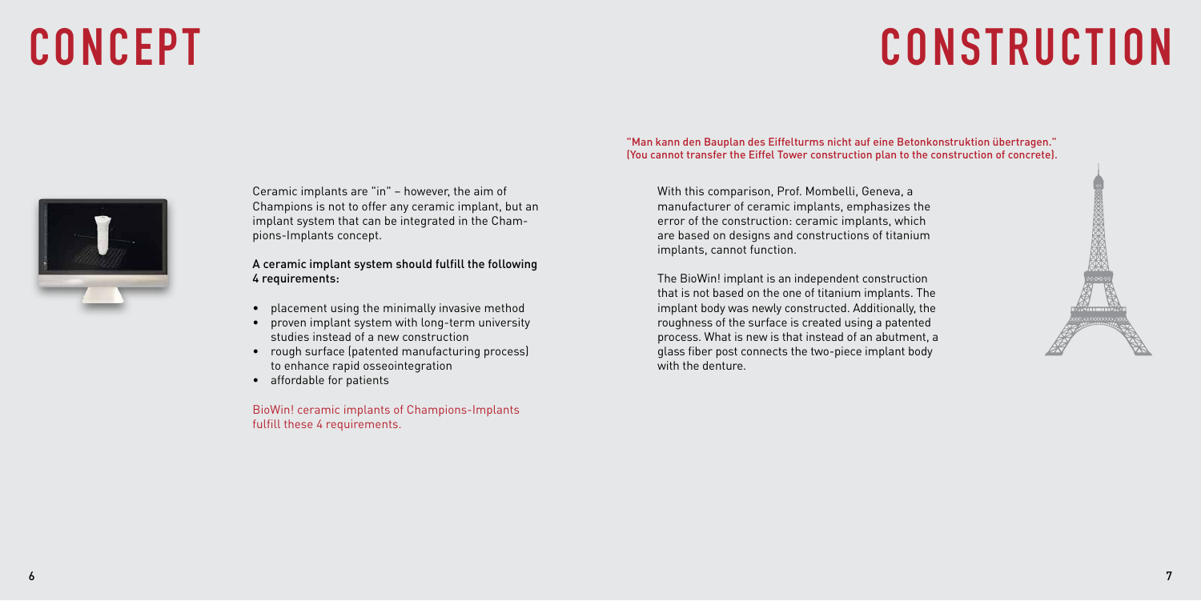# CONCEPT

Ceramic implants are "in" – however, the aim of Champions is not to offer any ceramic implant, but an implant system that can be integrated in the Champions-Implants concept.

A ceramic implant system should fulfill the following 4 requirements:

- placement using the minimally invasive method
- proven implant system with long-term university studies instead of a new construction
- rough surface (patented manufacturing process) to enhance rapid osseointegration
- affordable for patients

BioWin! ceramic implants of Champions-Implants fulfill these 4 requirements.

# CONSTRUCTION

"Man kann den Bauplan des Eiffelturms nicht auf eine Betonkonstruktion übertragen." (You cannot transfer the Eiffel Tower construction plan to the construction of concrete).

With this comparison, Prof. Mombelli, Geneva, a manufacturer of ceramic implants, emphasizes the error of the construction: ceramic implants, which are based on designs and constructions of titanium implants, cannot function.

The BioWin! implant is an independent construction that is not based on the one of titanium implants. The implant body was newly constructed. Additionally, the roughness of the surface is created using a patented process. What is new is that instead of an abutment, a glass fiber post connects the two-piece implant body with the denture.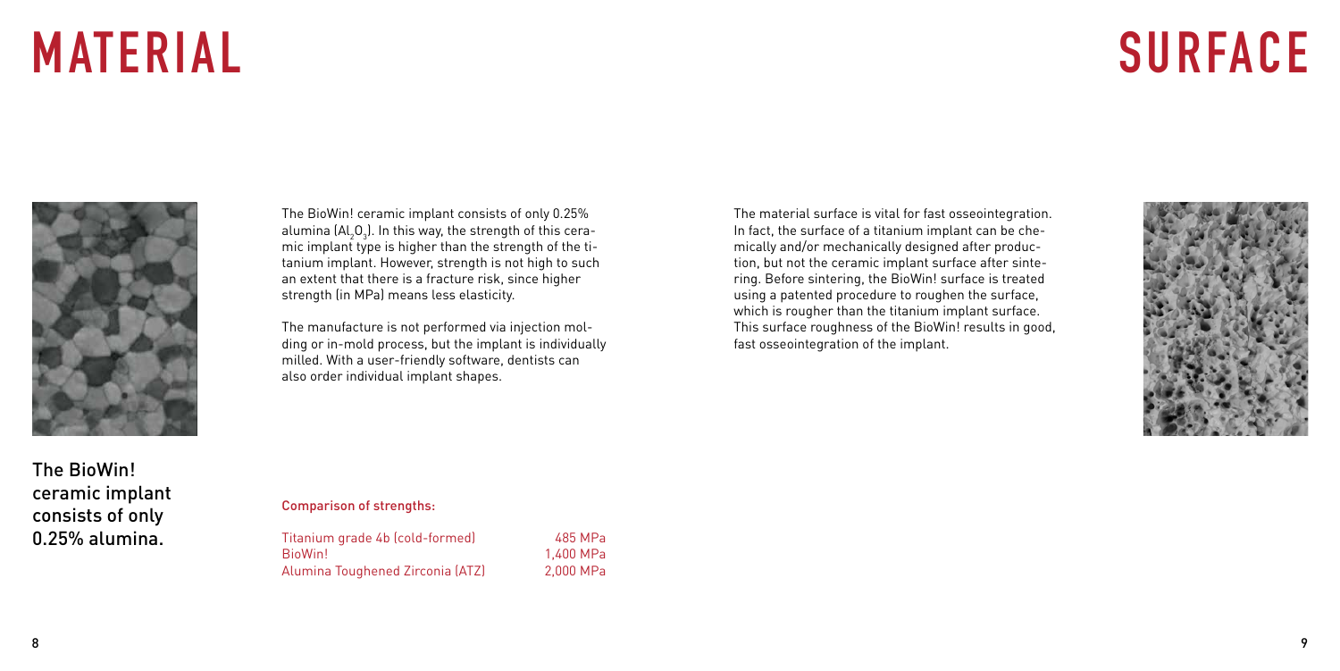# MATERIAL

The BioWin! ceramic implant consists of only 0.25% alumina ($Al_2O_3$). In this way, the strength of this ceramic implant type is higher than the strength of the titanium implant. However, strength is not high to such an extent that there is a fracture risk, since higher strength (in MPa) means less elasticity.

The manufacture is not performed via injection molding or in-mold process, but the implant is individually milled. With a user-friendly software, dentists can also order individual implant shapes.

The BioWin! ceramic implant consists of only 0.25% alumina.

**Comparison of strengths:**

| Material | Strength |
| --- | --- |
| Titanium grade 4b (cold-formed) | 485 MPa |
| BioWin! | 1,400 MPa |
| Alumina Toughened Zirconia (ATZ) | 2,000 MPa |

# SURFACE

The material surface is vital for fast osseointegration. In fact, the surface of a titanium implant can be chemically and/or mechanically designed after production, but not the ceramic implant surface after sintering. Before sintering, the BioWin! surface is treated using a patented procedure to roughen the surface, which is rougher than the titanium implant surface. This surface roughness of the BioWin! results in good, fast osseointegration of the implant.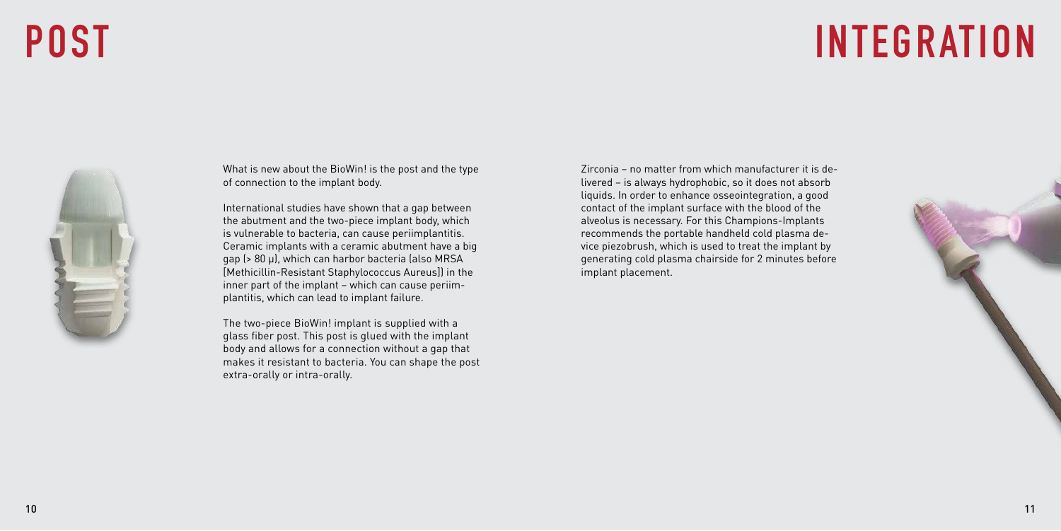# POST

What is new about the BioWin! is the post and the type of connection to the implant body.

International studies have shown that a gap between the abutment and the two-piece implant body, which is vulnerable to bacteria, can cause periimplantitis. Ceramic implants with a ceramic abutment have a big gap (> 80 µ), which can harbor bacteria (also MRSA [Methicillin-Resistant Staphylococcus Aureus]) in the inner part of the implant – which can cause periimplantitis, which can lead to implant failure.

The two-piece BioWin! implant is supplied with a glass fiber post. This post is glued with the implant body and allows for a connection without a gap that makes it resistant to bacteria. You can shape the post extra-orally or intra-orally.

# INTEGRATION

Zirconia – no matter from which manufacturer it is delivered – is always hydrophobic, so it does not absorb liquids. In order to enhance osseointegration, a good contact of the implant surface with the blood of the alveolus is necessary. For this Champions-Implants recommends the portable handheld cold plasma device piezobrush, which is used to treat the implant by generating cold plasma chairside for 2 minutes before implant placement.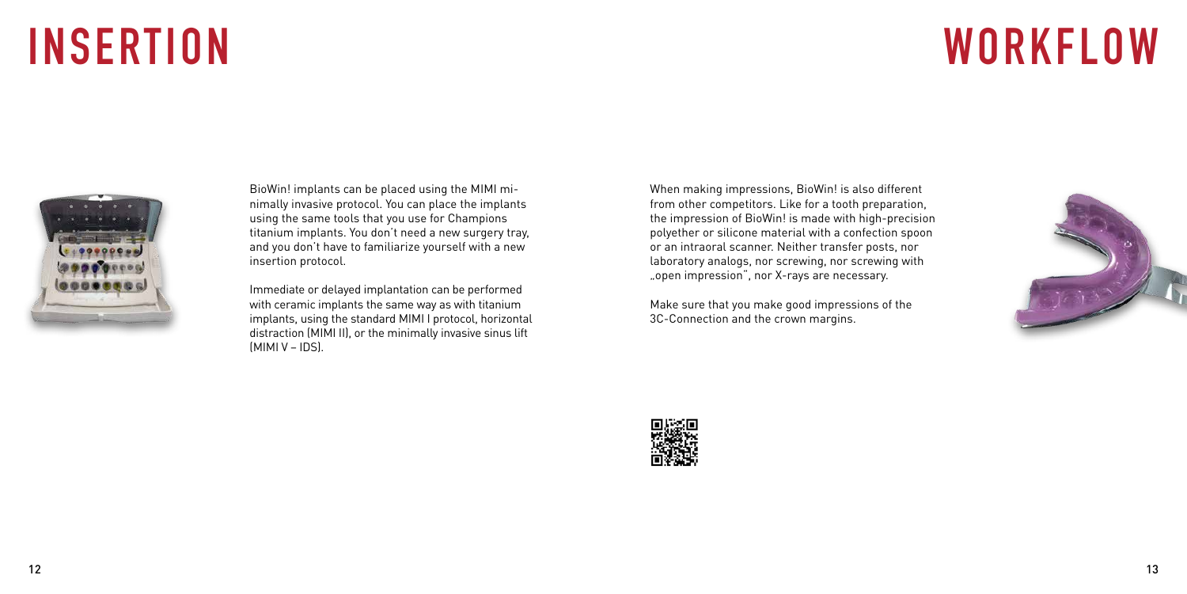# INSERTION

BioWin! implants can be placed using the MIMI minimally invasive protocol. You can place the implants using the same tools that you use for Champions titanium implants. You don't need a new surgery tray, and you don't have to familiarize yourself with a new insertion protocol.

Immediate or delayed implantation can be performed with ceramic implants the same way as with titanium implants, using the standard MIMI I protocol, horizontal distraction (MIMI II), or the minimally invasive sinus lift (MIMI V – IDS).

# WORKFLOW

When making impressions, BioWin! is also different from other competitors. Like for a tooth preparation, the impression of BioWin! is made with high-precision polyether or silicone material with a confection spoon or an intraoral scanner. Neither transfer posts, nor laboratory analogs, nor screwing, nor screwing with „open impression", nor X-rays are necessary.

Make sure that you make good impressions of the 3C-Connection and the crown margins.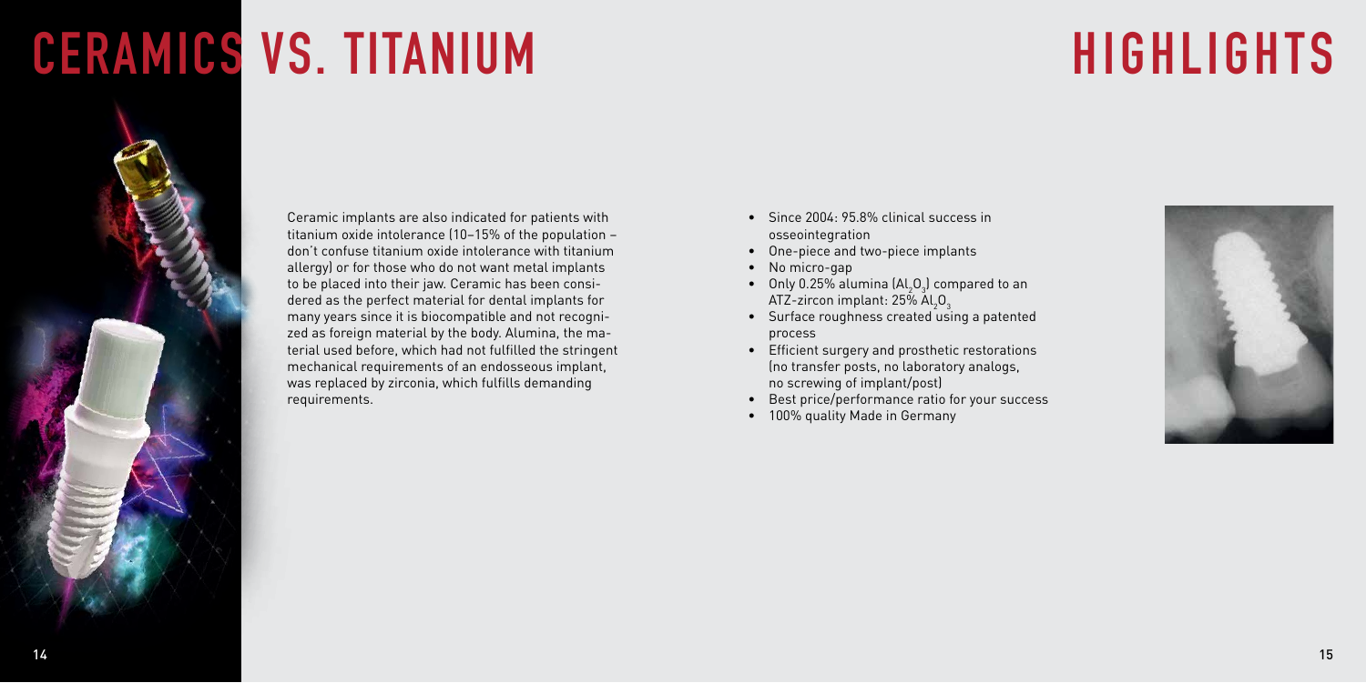# CERAMICS VS. TITANIUM

Ceramic implants are also indicated for patients with titanium oxide intolerance (10–15% of the population – don't confuse titanium oxide intolerance with titanium allergy) or for those who do not want metal implants to be placed into their jaw. Ceramic has been considered as the perfect material for dental implants for many years since it is biocompatible and not recognized as foreign material by the body. Alumina, the material used before, which had not fulfilled the stringent mechanical requirements of an endosseous implant, was replaced by zirconia, which fulfills demanding requirements.

# HIGHLIGHTS

- Since 2004: 95.8% clinical success in osseointegration
- One-piece and two-piece implants
- No micro-gap
- Only 0.25% alumina ($Al_2O_3$) compared to an ATZ-zircon implant: 25% $Al_2O_3$
- Surface roughness created using a patented process
- Efficient surgery and prosthetic restorations (no transfer posts, no laboratory analogs, no screwing of implant/post)
- Best price/performance ratio for your success
- 100% quality Made in Germany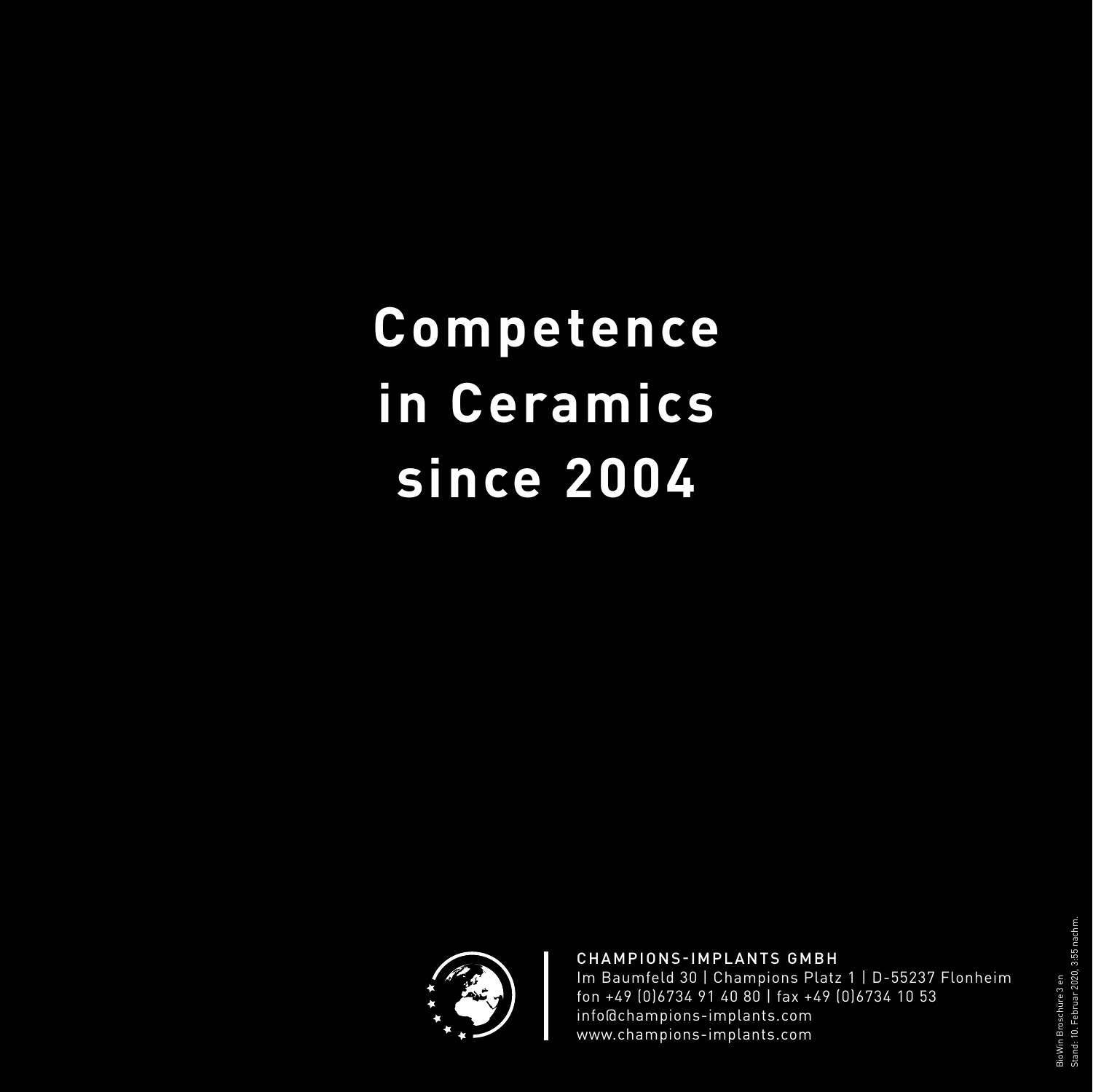# Competence in Ceramics since 2004

**CHAMPIONS-IMPLANTS GMBH**
Im Baumfeld 30 | Champions Platz 1 | D-55237 Flonheim
fon +49 (0)6734 91 40 80 | fax +49 (0)6734 10 53
info@champions-implants.com
www.champions-implants.com

BioWin Broschüre 3 en
Stand: 10. Februar 2020, 3:55 nachm.